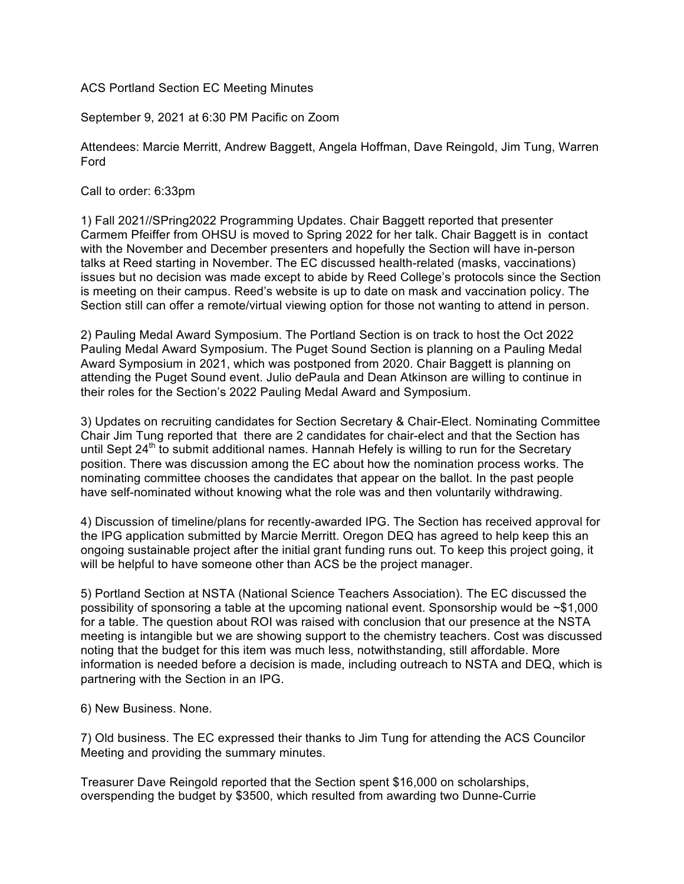ACS Portland Section EC Meeting Minutes

September 9, 2021 at 6:30 PM Pacific on Zoom

Attendees: Marcie Merritt, Andrew Baggett, Angela Hoffman, Dave Reingold, Jim Tung, Warren Ford

Call to order: 6:33pm

1) Fall 2021//SPring2022 Programming Updates. Chair Baggett reported that presenter Carmem Pfeiffer from OHSU is moved to Spring 2022 for her talk. Chair Baggett is in contact with the November and December presenters and hopefully the Section will have in-person talks at Reed starting in November. The EC discussed health-related (masks, vaccinations) issues but no decision was made except to abide by Reed College's protocols since the Section is meeting on their campus. Reed's website is up to date on mask and vaccination policy. The Section still can offer a remote/virtual viewing option for those not wanting to attend in person.

2) Pauling Medal Award Symposium. The Portland Section is on track to host the Oct 2022 Pauling Medal Award Symposium. The Puget Sound Section is planning on a Pauling Medal Award Symposium in 2021, which was postponed from 2020. Chair Baggett is planning on attending the Puget Sound event. Julio dePaula and Dean Atkinson are willing to continue in their roles for the Section's 2022 Pauling Medal Award and Symposium.

3) Updates on recruiting candidates for Section Secretary & Chair-Elect. Nominating Committee Chair Jim Tung reported that there are 2 candidates for chair-elect and that the Section has until Sept 24th to submit additional names. Hannah Hefely is willing to run for the Secretary position. There was discussion among the EC about how the nomination process works. The nominating committee chooses the candidates that appear on the ballot. In the past people have self-nominated without knowing what the role was and then voluntarily withdrawing.

4) Discussion of timeline/plans for recently-awarded IPG. The Section has received approval for the IPG application submitted by Marcie Merritt. Oregon DEQ has agreed to help keep this an ongoing sustainable project after the initial grant funding runs out. To keep this project going, it will be helpful to have someone other than ACS be the project manager.

5) Portland Section at NSTA (National Science Teachers Association). The EC discussed the possibility of sponsoring a table at the upcoming national event. Sponsorship would be ~$1,000 for a table. The question about ROI was raised with conclusion that our presence at the NSTA meeting is intangible but we are showing support to the chemistry teachers. Cost was discussed noting that the budget for this item was much less, notwithstanding, still affordable. More information is needed before a decision is made, including outreach to NSTA and DEQ, which is partnering with the Section in an IPG.

6) New Business. None.

7) Old business. The EC expressed their thanks to Jim Tung for attending the ACS Councilor Meeting and providing the summary minutes.

Treasurer Dave Reingold reported that the Section spent $16,000 on scholarships, overspending the budget by $3500, which resulted from awarding two Dunne-Currie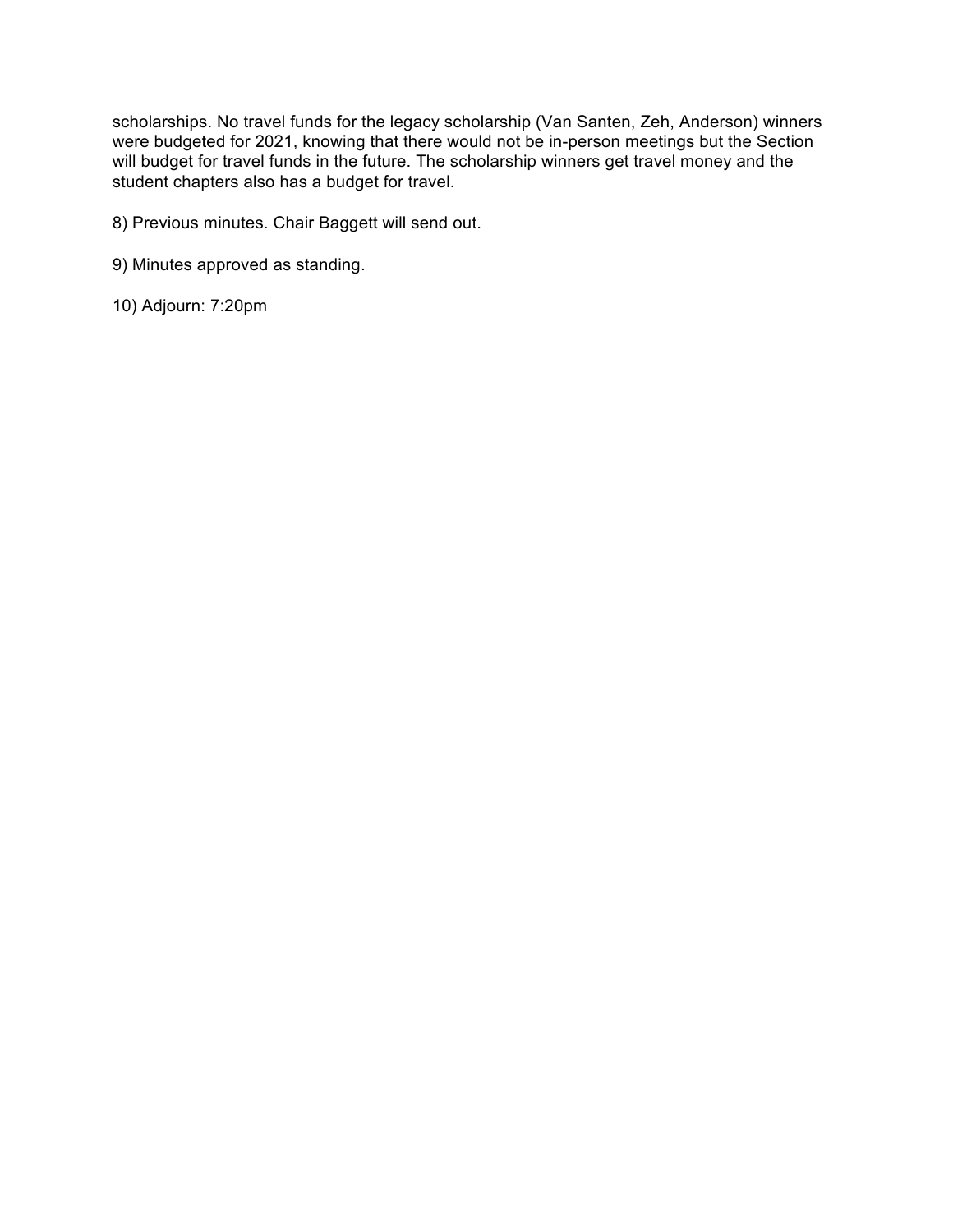scholarships. No travel funds for the legacy scholarship (Van Santen, Zeh, Anderson) winners were budgeted for 2021, knowing that there would not be in-person meetings but the Section will budget for travel funds in the future. The scholarship winners get travel money and the student chapters also has a budget for travel.

8) Previous minutes. Chair Baggett will send out.

9) Minutes approved as standing.

10) Adjourn: 7:20pm